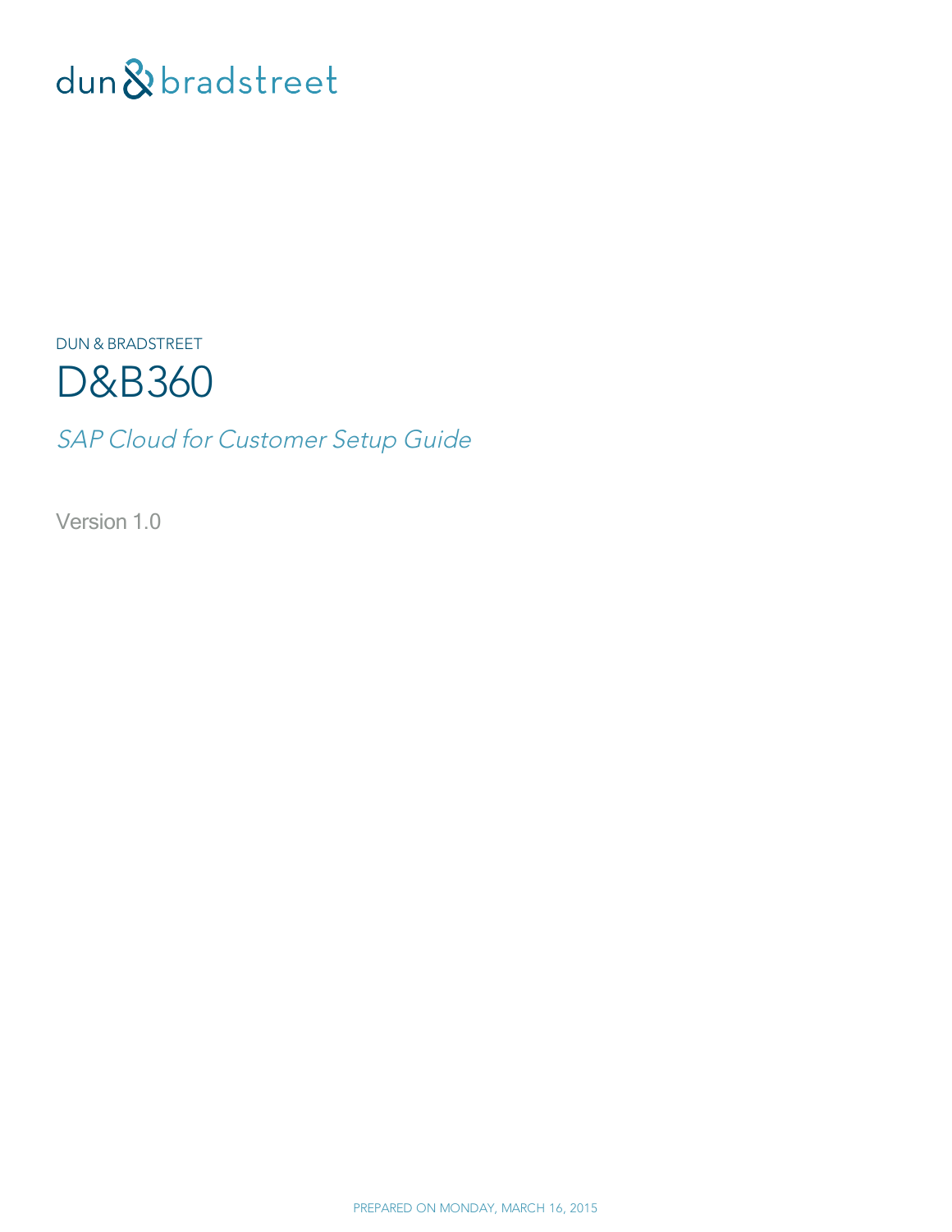dun & bradstreet

DUN & BRADSTREET

# D&B360

*SAP Cloud for Customer Setup Guide*

Version 1.0

PREPARED ON MONDAY, MARCH 16, 2015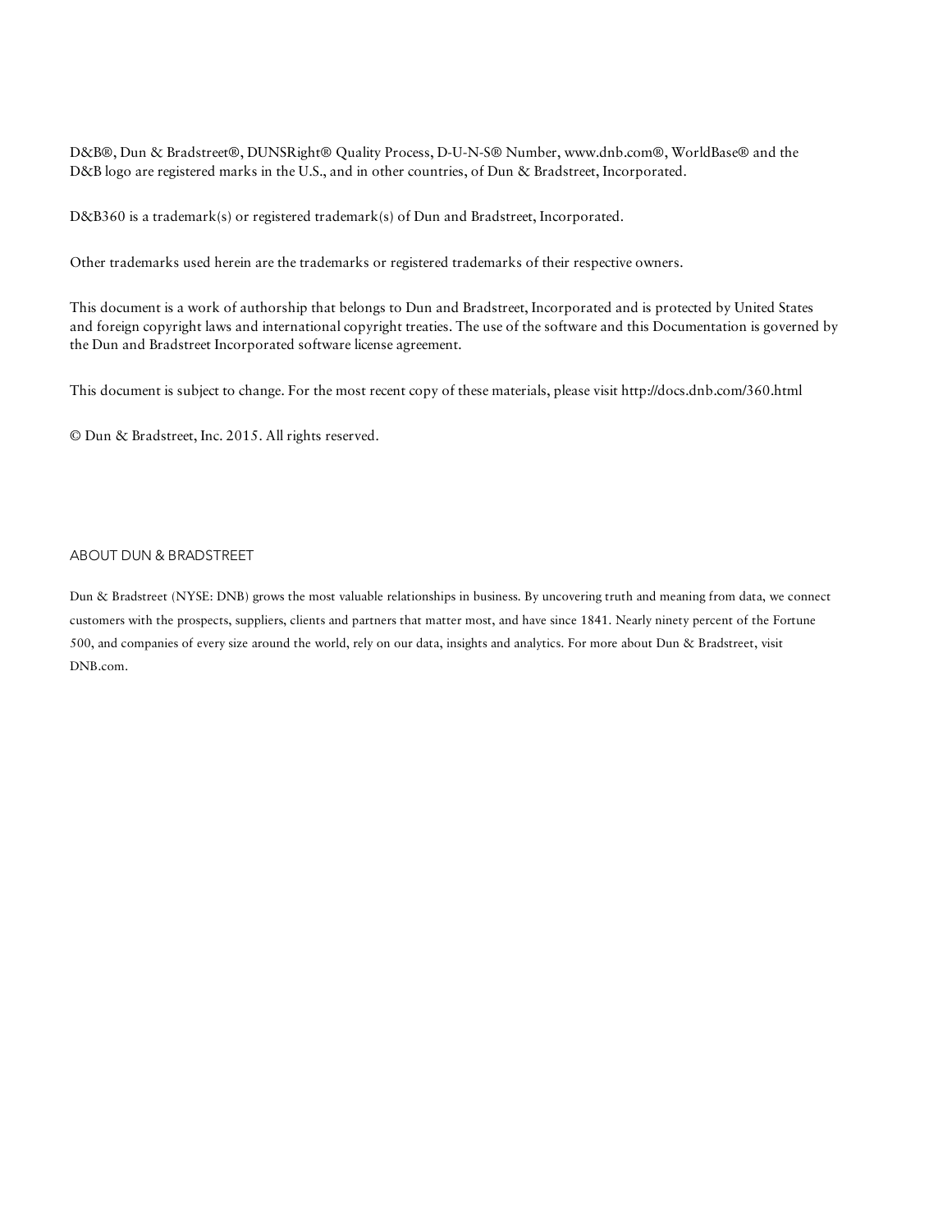D&B®, Dun & Bradstreet®, DUNSRight® Quality Process, D-U-N-S® Number, www.dnb.com®, WorldBase® and the D&B logo are registered marks in the U.S., and in other countries, of Dun & Bradstreet, Incorporated.

D&B360 is a trademark(s) or registered trademark(s) of Dun and Bradstreet, Incorporated.

Other trademarks used herein are the trademarks or registered trademarks of their respective owners.

This document is a work of authorship that belongs to Dun and Bradstreet, Incorporated and is protected by United States and foreign copyright laws and international copyright treaties. The use of the software and this Documentation is governed by the Dun and Bradstreet Incorporated software license agreement.

This document is subject to change. For the most recent copy of these materials, please visit http://docs.dnb.com/360.html

© Dun & Bradstreet, Inc. 2015. All rights reserved.

## ABOUT DUN & BRADSTREET

Dun & Bradstreet (NYSE: DNB) grows the most valuable relationships in business. By uncovering truth and meaning from data, we connect customers with the prospects, suppliers, clients and partners that matter most, and have since 1841. Nearly ninety percent of the Fortune 500, and companies of every size around the world, rely on our data, insights and analytics. For more about Dun & Bradstreet, visit DNB.com.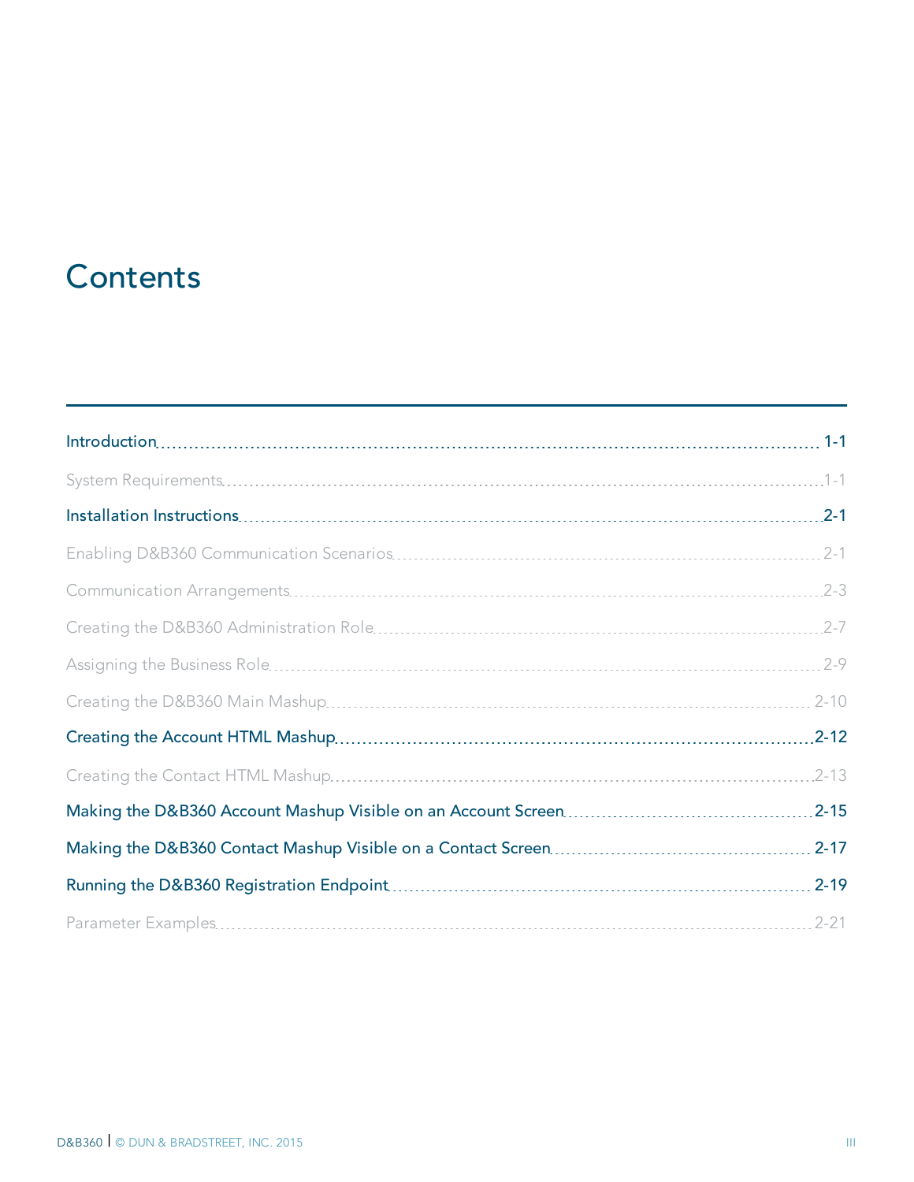# Contents

- Introduction ........ 1-1
  - System Requirements ........ 1-1
- Installation Instructions ........ 2-1
  - Enabling D&B360 Communication Scenarios ........ 2-1
  - Communication Arrangements ........ 2-3
  - Creating the D&B360 Administration Role ........ 2-7
  - Assigning the Business Role ........ 2-9
  - Creating the D&B360 Main Mashup ........ 2-10
- Creating the Account HTML Mashup ........ 2-12
  - Creating the Contact HTML Mashup ........ 2-13
- Making the D&B360 Account Mashup Visible on an Account Screen ........ 2-15
- Making the D&B360 Contact Mashup Visible on a Contact Screen ........ 2-17
- Running the D&B360 Registration Endpoint ........ 2-19
  - Parameter Examples ........ 2-21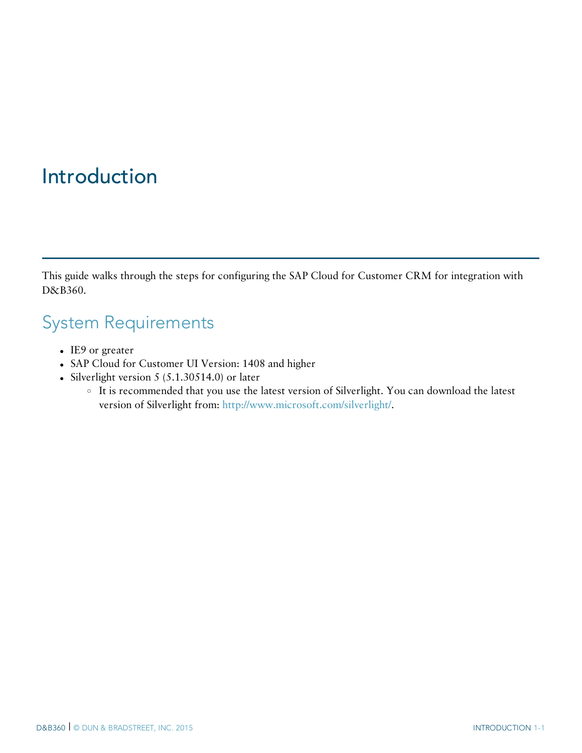# Introduction

This guide walks through the steps for configuring the SAP Cloud for Customer CRM for integration with D&B360.

## System Requirements

- IE9 or greater
- SAP Cloud for Customer UI Version: 1408 and higher
- Silverlight version 5 (5.1.30514.0) or later
  - It is recommended that you use the latest version of Silverlight. You can download the latest version of Silverlight from: http://www.microsoft.com/silverlight/.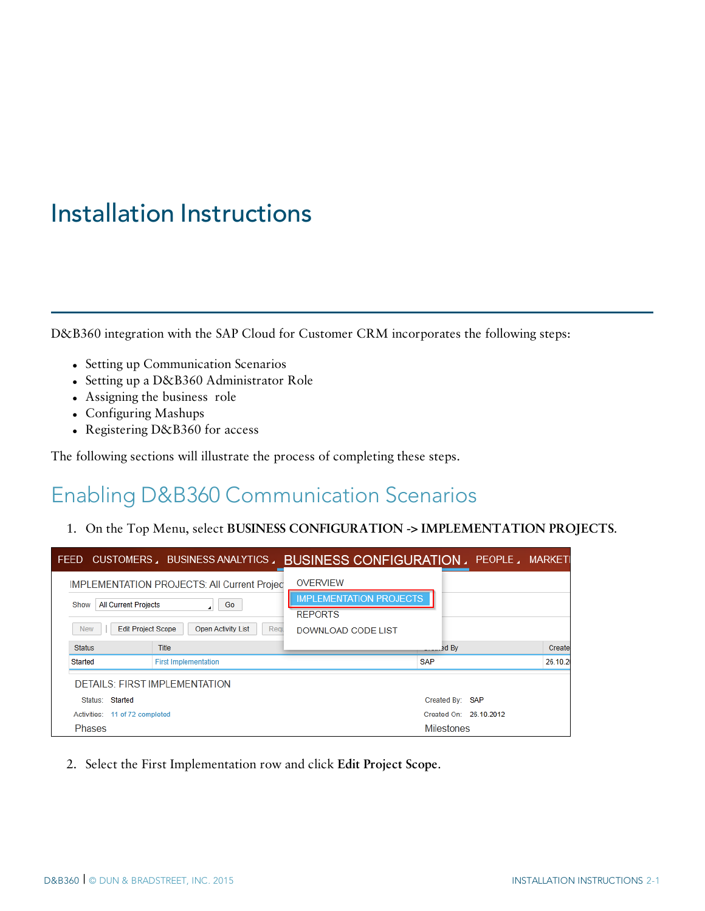# Installation Instructions

D&B360 integration with the SAP Cloud for Customer CRM incorporates the following steps:

- Setting up Communication Scenarios
- Setting up a D&B360 Administrator Role
- Assigning the business role
- Configuring Mashups
- Registering D&B360 for access

The following sections will illustrate the process of completing these steps.

## Enabling D&B360 Communication Scenarios

1. On the Top Menu, select **BUSINESS CONFIGURATION -> IMPLEMENTATION PROJECTS**.

2. Select the First Implementation row and click **Edit Project Scope**.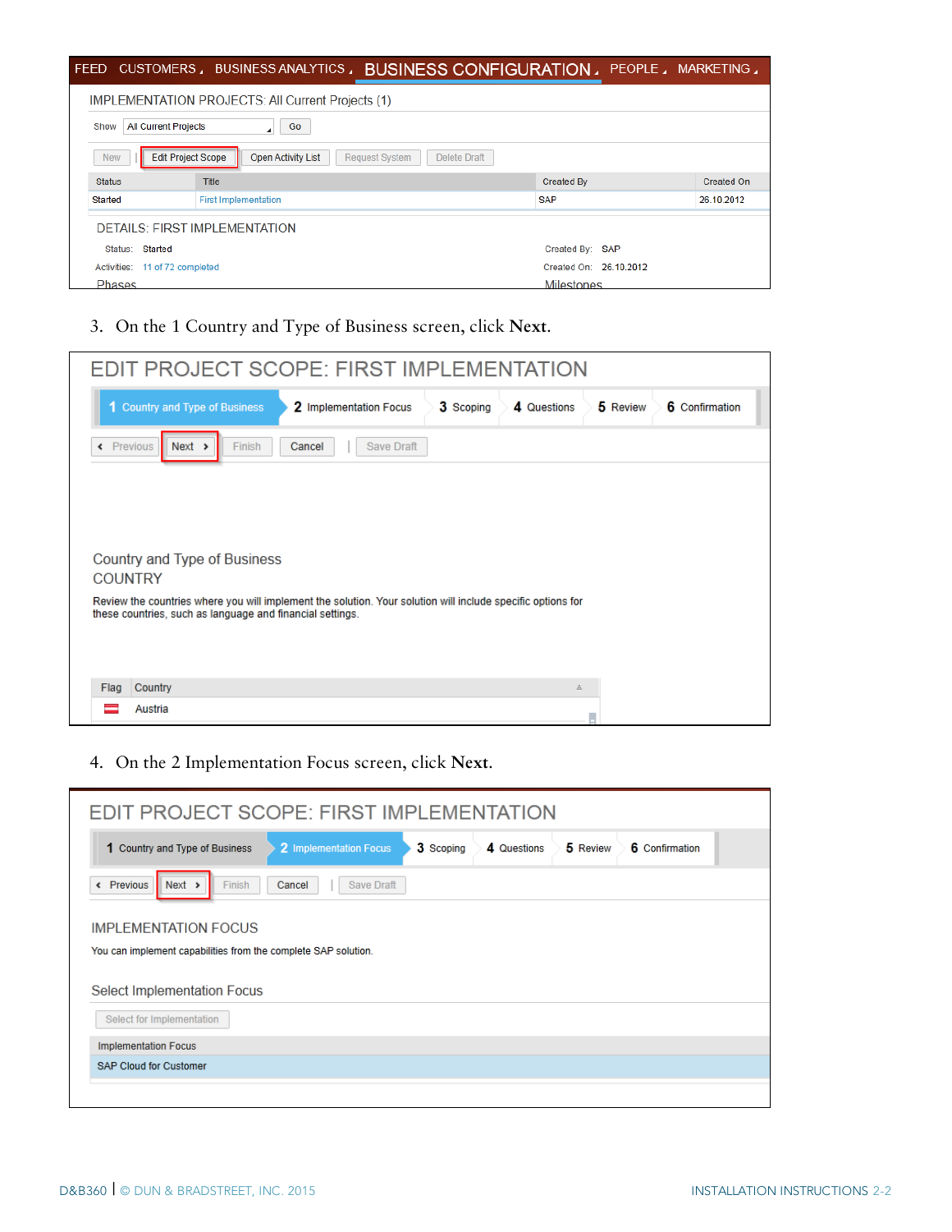FEED CUSTOMERS BUSINESS ANALYTICS BUSINESS CONFIGURATION PEOPLE MARKETING

IMPLEMENTATION PROJECTS: All Current Projects (1)

Show All Current Projects Go

New | Edit Project Scope | Open Activity List | Request System | Delete Draft

| Status | Title | Created By | Created On |
|---|---|---|---|
| Started | First Implementation | SAP | 26.10.2012 |

DETAILS: FIRST IMPLEMENTATION

Status: Started — Created By: SAP

Activities: 11 of 72 completed — Created On: 26.10.2012

Phases — Milestones

3. On the 1 Country and Type of Business screen, click **Next**.

EDIT PROJECT SCOPE: FIRST IMPLEMENTATION

1 Country and Type of Business | 2 Implementation Focus | 3 Scoping | 4 Questions | 5 Review | 6 Confirmation

Previous | Next | Finish | Cancel | Save Draft

Country and Type of Business

COUNTRY

Review the countries where you will implement the solution. Your solution will include specific options for these countries, such as language and financial settings.

| Flag | Country |
|---|---|
| | Austria |

4. On the 2 Implementation Focus screen, click **Next**.

EDIT PROJECT SCOPE: FIRST IMPLEMENTATION

1 Country and Type of Business | 2 Implementation Focus | 3 Scoping | 4 Questions | 5 Review | 6 Confirmation

Previous | Next | Finish | Cancel | Save Draft

IMPLEMENTATION FOCUS

You can implement capabilities from the complete SAP solution.

Select Implementation Focus

Select for Implementation

| Implementation Focus |
|---|
| SAP Cloud for Customer |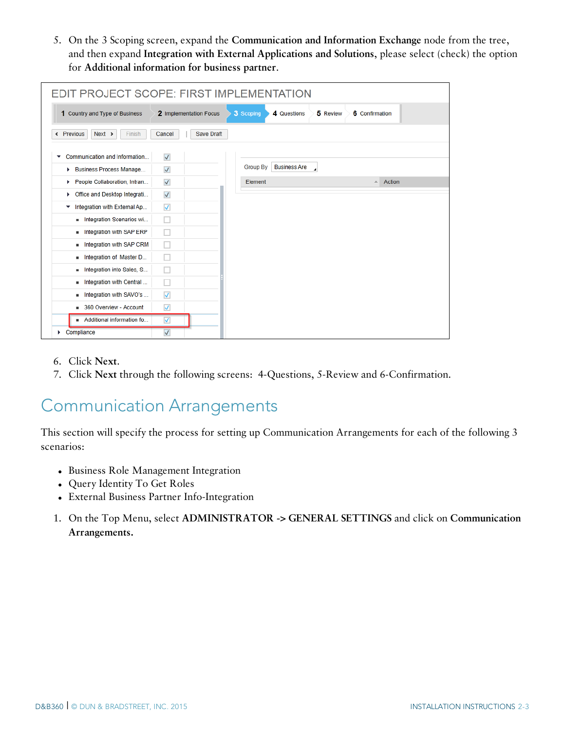5. On the 3 Scoping screen, expand the **Communication and Information Exchange** node from the tree, and then expand **Integration with External Applications and Solutions**, please select (check) the option for **Additional information for business partner**.

6. Click **Next**.
7. Click **Next** through the following screens: 4-Questions, 5-Review and 6-Confirmation.

# Communication Arrangements

This section will specify the process for setting up Communication Arrangements for each of the following 3 scenarios:

- Business Role Management Integration
- Query Identity To Get Roles
- External Business Partner Info-Integration

1. On the Top Menu, select **ADMINISTRATOR -> GENERAL SETTINGS** and click on **Communication Arrangements.**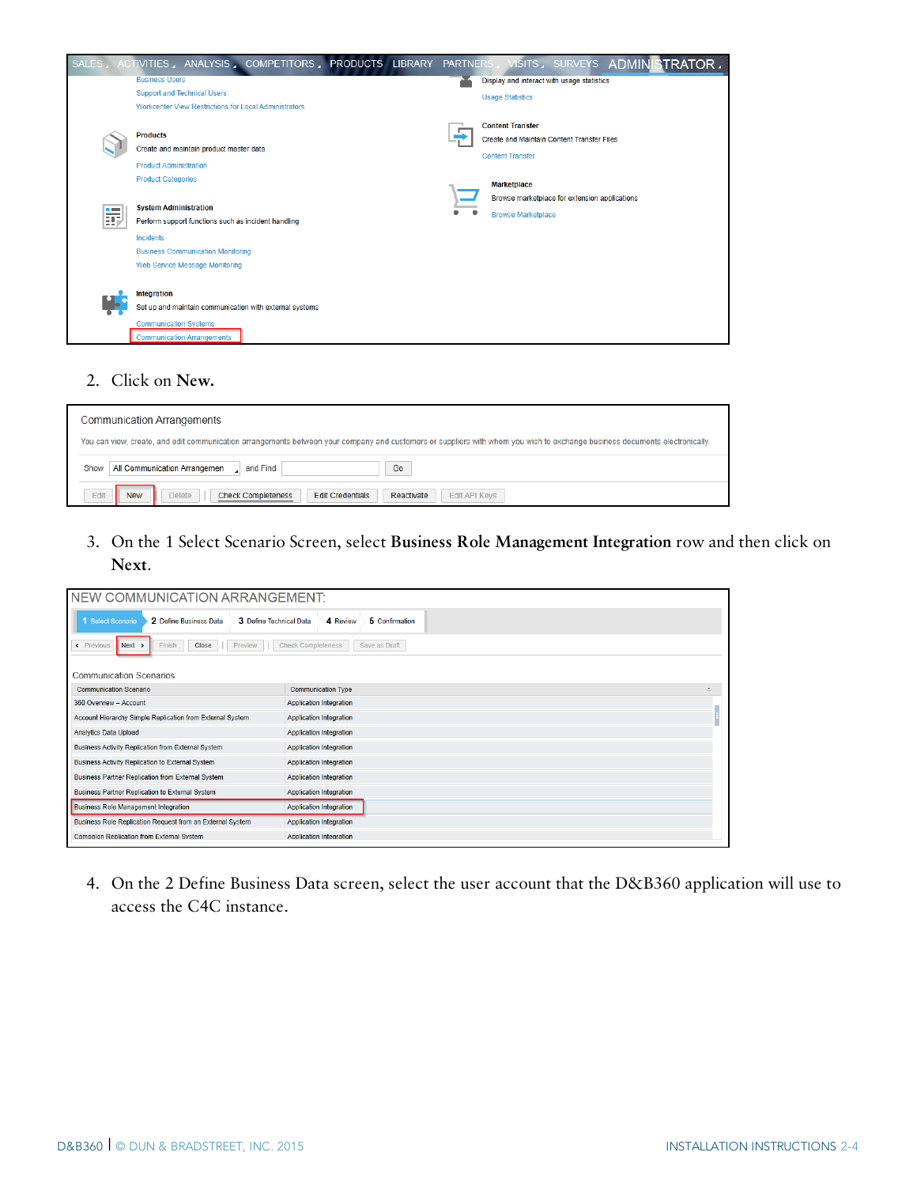2. Click on **New.**

3. On the 1 Select Scenario Screen, select **Business Role Management Integration** row and then click on **Next**.

4. On the 2 Define Business Data screen, select the user account that the D&B360 application will use to access the C4C instance.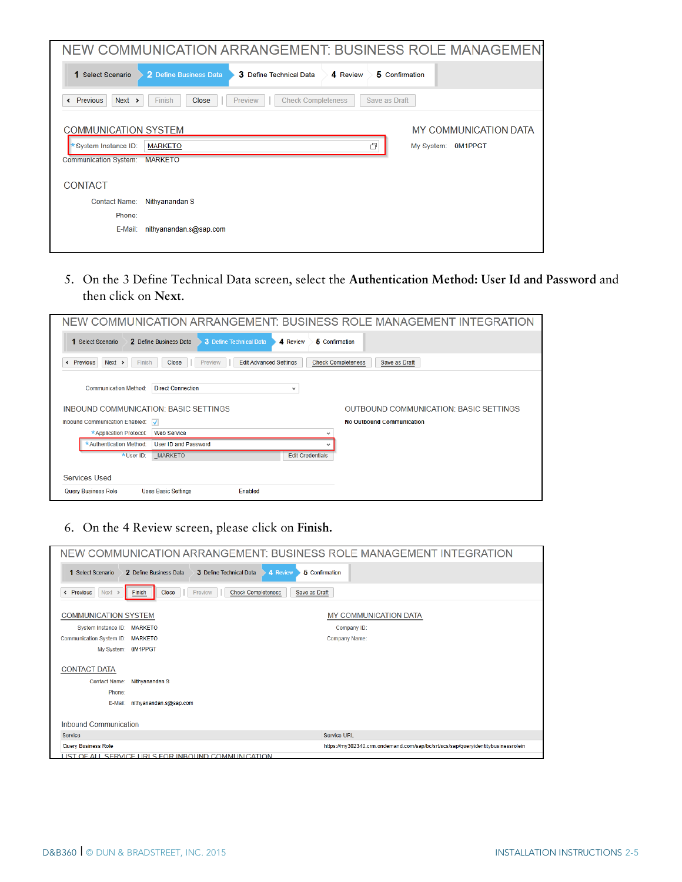NEW COMMUNICATION ARRANGEMENT: BUSINESS ROLE MANAGEMEN

1 Select Scenario | 2 Define Business Data | 3 Define Technical Data | 4 Review | 5 Confirmation

Previous | Next | Finish | Close | Preview | Check Completeness | Save as Draft

COMMUNICATION SYSTEM

*System Instance ID: MARKETO

Communication System: MARKETO

MY COMMUNICATION DATA

My System: 0M1PPGT

CONTACT

Contact Name: Nithyanandan S

Phone:

E-Mail: nithyanandan.s@sap.com

5. On the 3 Define Technical Data screen, select the **Authentication Method: User Id and Password** and then click on **Next**.

NEW COMMUNICATION ARRANGEMENT: BUSINESS ROLE MANAGEMENT INTEGRATION

1 Select Scenario | 2 Define Business Data | 3 Define Technical Data | 4 Review | 5 Confirmation

Previous | Next | Finish | Close | Preview | Edit Advanced Settings | Check Completeness | Save as Draft

Communication Method: Direct Connection

INBOUND COMMUNICATION: BASIC SETTINGS

Inbound Communication Enabled: ✓

*Application Protocol: Web Service

*Authentication Method: User ID and Password

*User ID: _MARKETO Edit Credentials

OUTBOUND COMMUNICATION: BASIC SETTINGS

No Outbound Communication

Services Used

| Query Business Role | Uses Basic Settings | Enabled |
|---|---|---|

6. On the 4 Review screen, please click on **Finish.**

NEW COMMUNICATION ARRANGEMENT: BUSINESS ROLE MANAGEMENT INTEGRATION

1 Select Scenario | 2 Define Business Data | 3 Define Technical Data | 4 Review | 5 Confirmation

Previous | Next | Finish | Close | Preview | Check Completeness | Save as Draft

COMMUNICATION SYSTEM

System Instance ID: MARKETO

Communication System ID: MARKETO

My System: 0M1PPGT

MY COMMUNICATION DATA

Company ID:

Company Name:

CONTACT DATA

Contact Name: Nithyanandan S

Phone:

E-Mail: nithyanandan.s@sap.com

Inbound Communication

| Service | Service URL |
|---|---|
| Query Business Role | https://my302340.crm.ondemand.com/sap/bc/srt/scs/sap/queryidentitybusinessrolein |

LIST OF ALL SERVICE URLS FOR INBOUND COMMUNICATION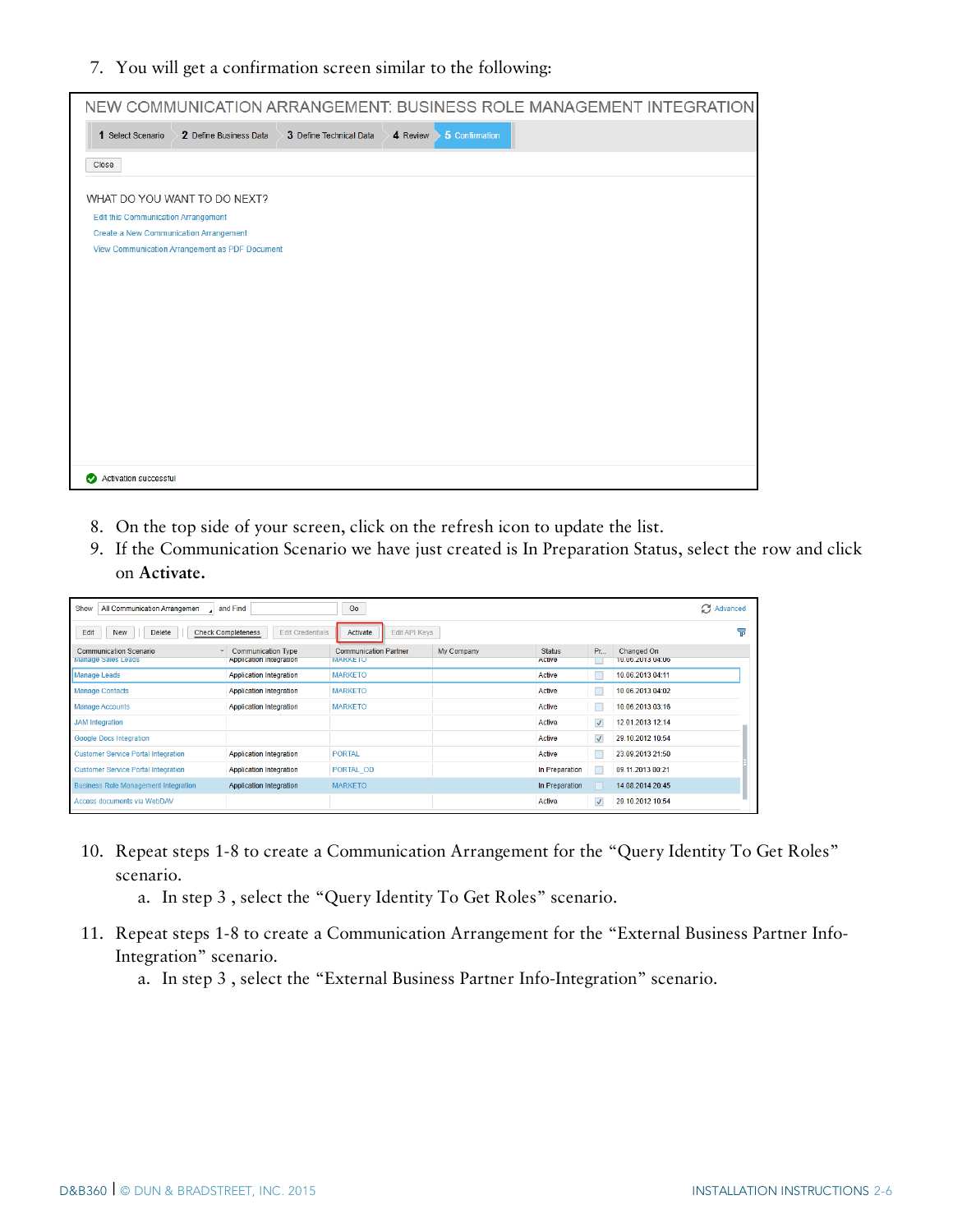7. You will get a confirmation screen similar to the following:

NEW COMMUNICATION ARRANGEMENT: BUSINESS ROLE MANAGEMENT INTEGRATION

1 Select Scenario | 2 Define Business Data | 3 Define Technical Data | 4 Review | 5 Confirmation

Close

WHAT DO YOU WANT TO DO NEXT?

Edit this Communication Arrangement
Create a New Communication Arrangement
View Communication Arrangement as PDF Document

Activation successful

8. On the top side of your screen, click on the refresh icon to update the list.
9. If the Communication Scenario we have just created is In Preparation Status, select the row and click on **Activate.**

Show: All Communication Arrangemen | and Find | Go | Advanced

Edit | New | Delete | Check Completeness | Edit Credentials | Activate | Edit API Keys

| Communication Scenario | Communication Type | Communication Partner | My Company | Status | Pr... | Changed On |
|---|---|---|---|---|---|---|
| Manage Sales Leads | Application Integration | MARKETO | | Active | | 10.06.2013 04:06 |
| Manage Leads | Application Integration | MARKETO | | Active | | 10.06.2013 04:11 |
| Manage Contacts | Application Integration | MARKETO | | Active | | 10.06.2013 04:02 |
| Manage Accounts | Application Integration | MARKETO | | Active | | 10.06.2013 03:16 |
| JAM Integration | | | | Active | ✓ | 12.01.2013 12:14 |
| Google Docs Integration | | | | Active | ✓ | 29.10.2012 10:54 |
| Customer Service Portal Integration | Application Integration | PORTAL | | Active | | 23.09.2013 21:50 |
| Customer Service Portal Integration | Application Integration | PORTAL_OD | | In Preparation | | 09.11.2013 00:21 |
| Business Role Management Integration | Application Integration | MARKETO | | In Preparation | | 14.08.2014 20:45 |
| Access documents via WebDAV | | | | Active | ✓ | 29.10.2012 10:54 |

10. Repeat steps 1-8 to create a Communication Arrangement for the "Query Identity To Get Roles" scenario.
    a. In step 3 , select the "Query Identity To Get Roles" scenario.
11. Repeat steps 1-8 to create a Communication Arrangement for the "External Business Partner Info-Integration" scenario.
    a. In step 3 , select the "External Business Partner Info-Integration" scenario.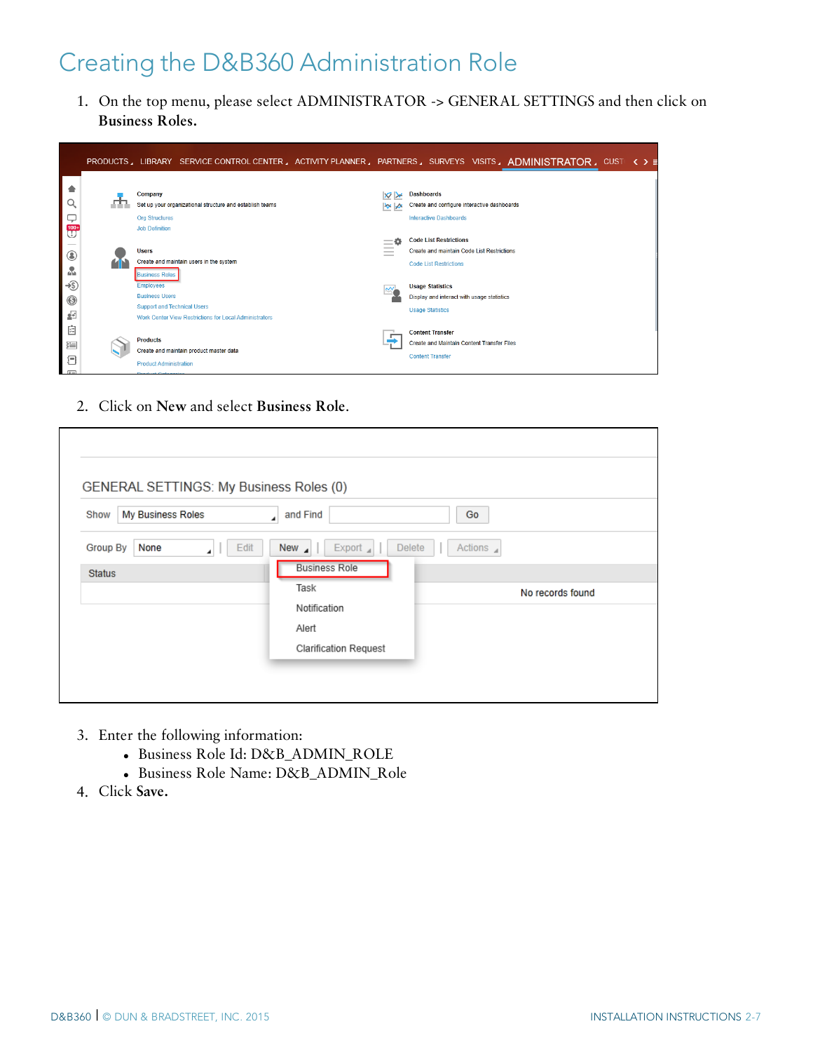# Creating the D&B360 Administration Role

1. On the top menu, please select ADMINISTRATOR -> GENERAL SETTINGS and then click on **Business Roles.**

2. Click on **New** and select **Business Role**.

3. Enter the following information:
   - Business Role Id: D&B_ADMIN_ROLE
   - Business Role Name: D&B_ADMIN_Role
4. Click **Save.**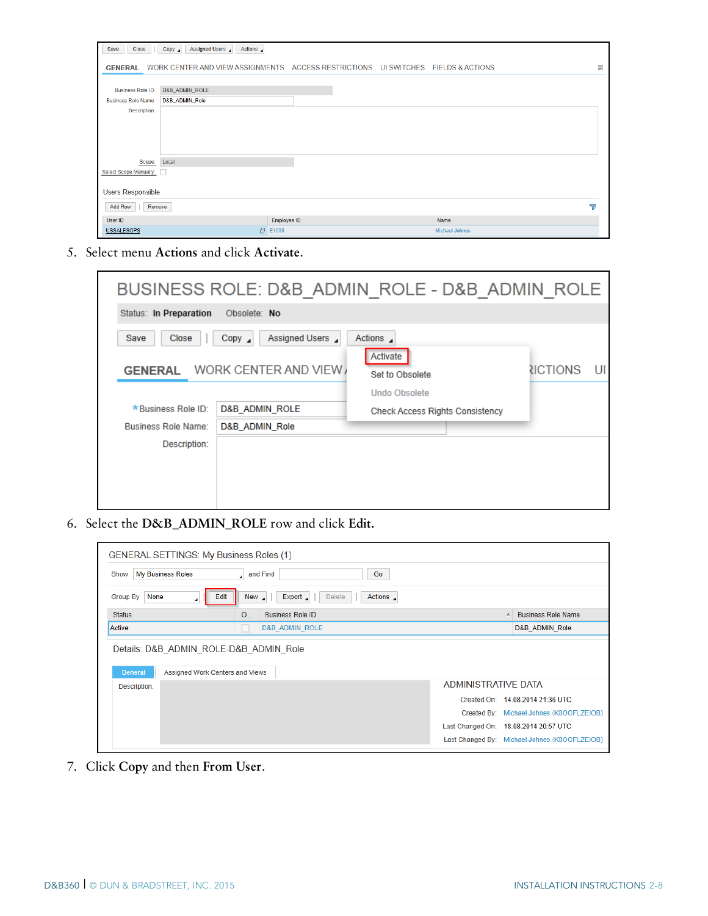5. Select menu **Actions** and click **Activate**.

6. Select the **D&B_ADMIN_ROLE** row and click **Edit**.

7. Click **Copy** and then **From User**.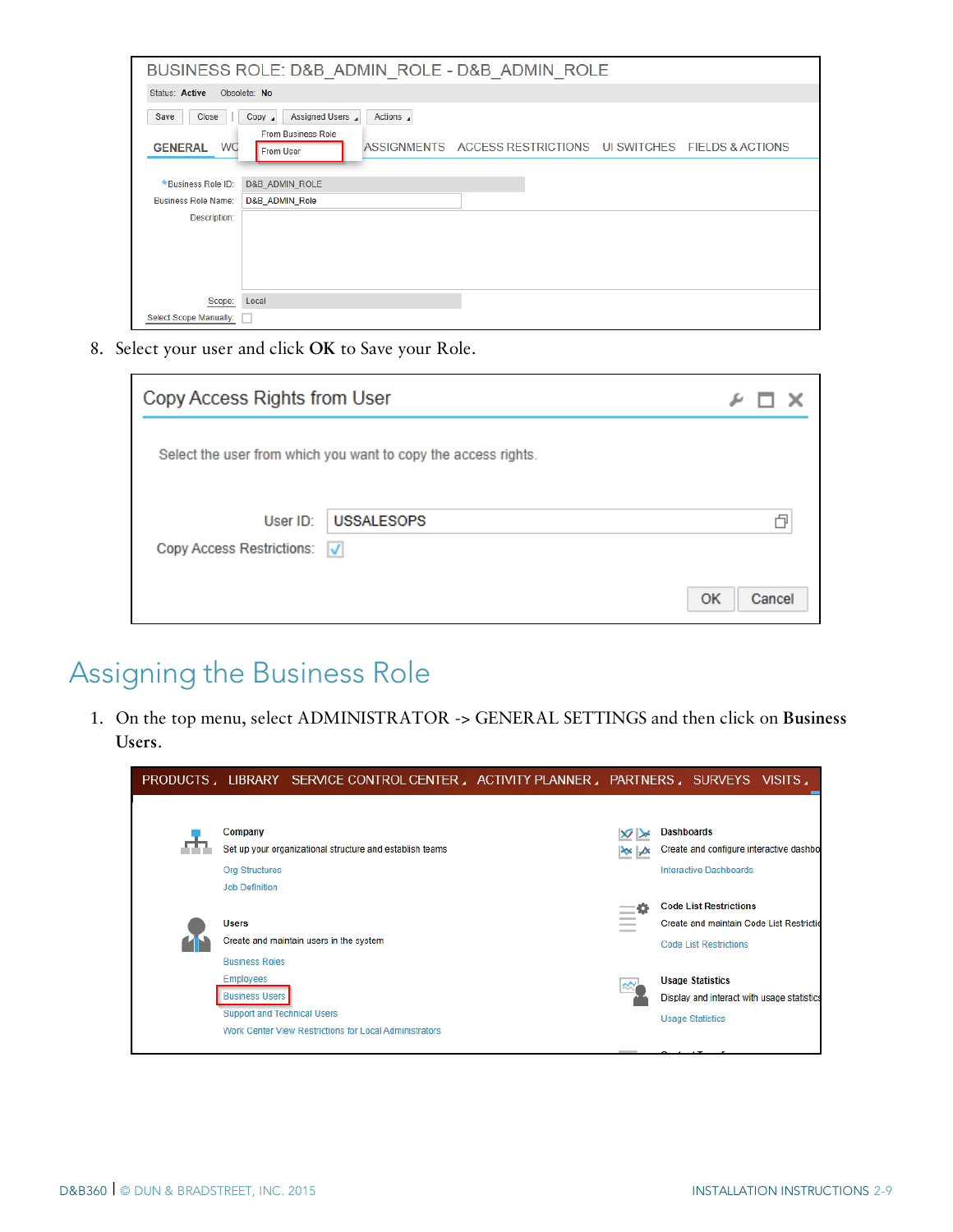8. Select your user and click **OK** to Save your Role.

## Assigning the Business Role

1. On the top menu, select ADMINISTRATOR -> GENERAL SETTINGS and then click on **Business Users**.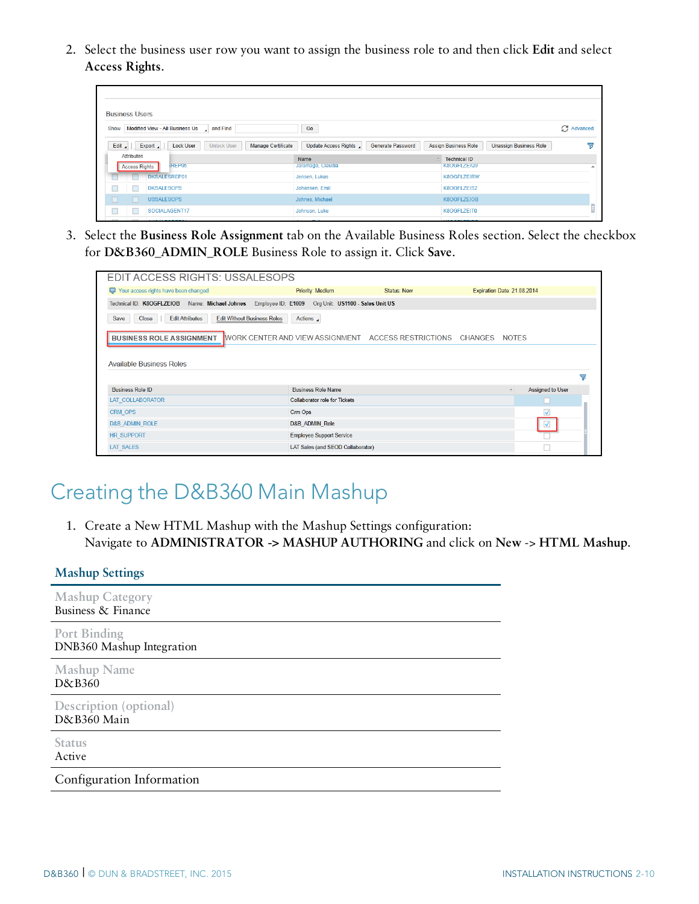2. Select the business user row you want to assign the business role to and then click **Edit** and select **Access Rights**.

3. Select the **Business Role Assignment** tab on the Available Business Roles section. Select the checkbox for **D&B360_ADMIN_ROLE** Business Role to assign it. Click **Save**.

# Creating the D&B360 Main Mashup

1. Create a New HTML Mashup with the Mashup Settings configuration:
   Navigate to **ADMINISTRATOR -> MASHUP AUTHORING** and click on **New** -> **HTML Mashup**.

## Mashup Settings

| | |
|---|---|
| Mashup Category | Business & Finance |
| Port Binding | DNB360 Mashup Integration |
| Mashup Name | D&B360 |
| Description (optional) | D&B360 Main |
| Status | Active |

Configuration Information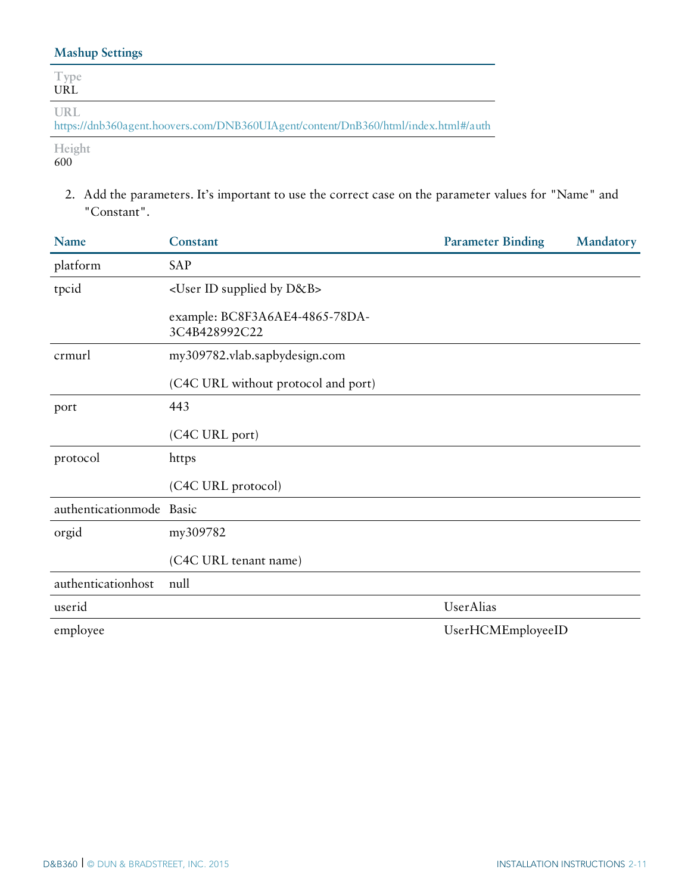### Mashup Settings

| | |
|---|---|
| Type | URL |
| URL | https://dnb360agent.hoovers.com/DNB360UIAgent/content/DnB360/html/index.html#/auth |
| Height | 600 |

2. Add the parameters. It's important to use the correct case on the parameter values for "Name" and "Constant".

| Name | Constant | Parameter Binding | Mandatory |
|---|---|---|---|
| platform | SAP | | |
| tpcid | <User ID supplied by D&B><br><br>example: BC8F3A6AE4-4865-78DA-3C4B428992C22 | | |
| crmurl | my309782.vlab.sapbydesign.com<br><br>(C4C URL without protocol and port) | | |
| port | 443<br><br>(C4C URL port) | | |
| protocol | https<br><br>(C4C URL protocol) | | |
| authenticationmode | Basic | | |
| orgid | my309782<br><br>(C4C URL tenant name) | | |
| authenticationhost | null | | |
| userid | | UserAlias | |
| employee | | UserHCMEmployeeID | |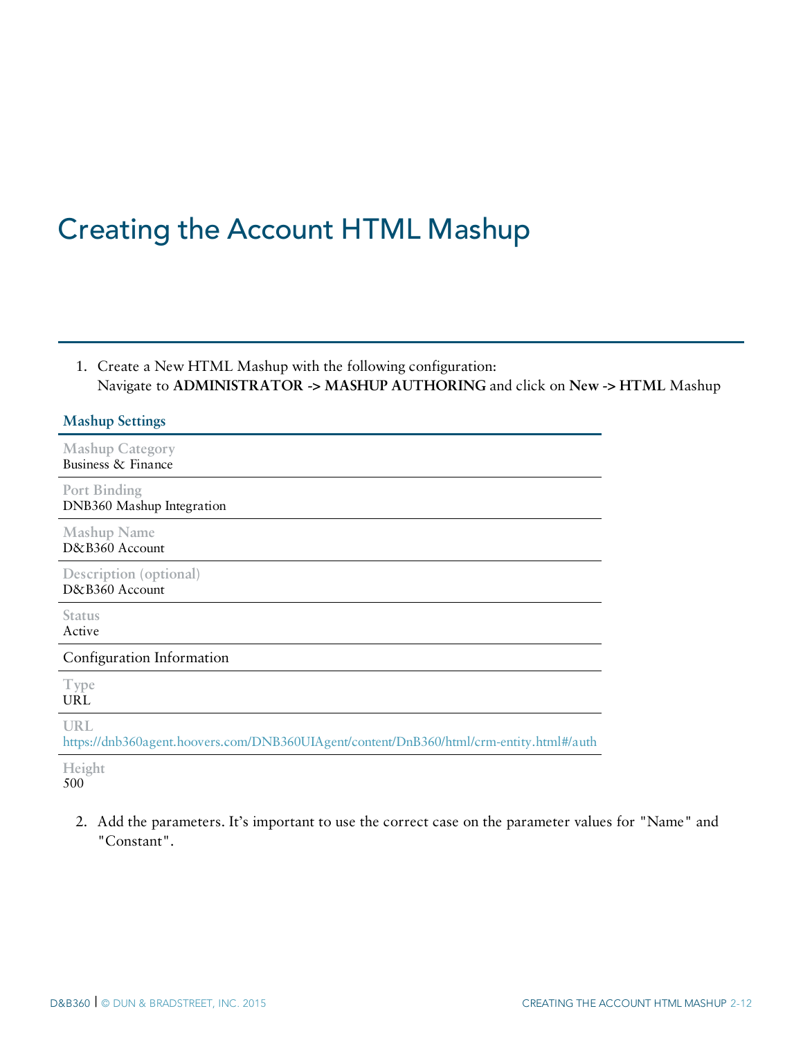# Creating the Account HTML Mashup

1. Create a New HTML Mashup with the following configuration:
   Navigate to **ADMINISTRATOR -> MASHUP AUTHORING** and click on **New -> HTML** Mashup

| Mashup Settings |
|---|
| Mashup Category<br>Business & Finance |
| Port Binding<br>DNB360 Mashup Integration |
| Mashup Name<br>D&B360 Account |
| Description (optional)<br>D&B360 Account |
| Status<br>Active |
| Configuration Information |
| Type<br>URL |
| URL<br>https://dnb360agent.hoovers.com/DNB360UIAgent/content/DnB360/html/crm-entity.html#/auth |
| Height<br>500 |

2. Add the parameters. It's important to use the correct case on the parameter values for "Name" and "Constant".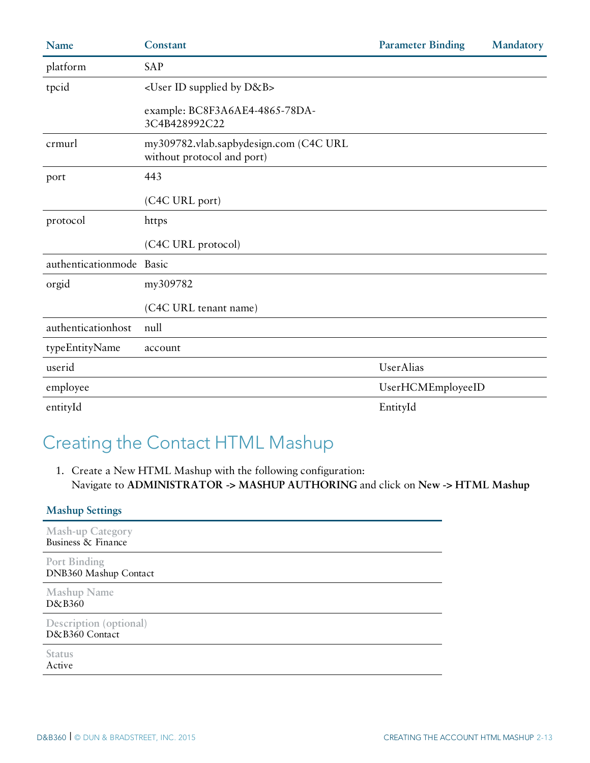| Name | Constant | Parameter Binding | Mandatory |
|---|---|---|---|
| platform | SAP | | |
| tpcid | <User ID supplied by D&B><br><br>example: BC8F3A6AE4-4865-78DA-3C4B428992C22 | | |
| crmurl | my309782.vlab.sapbydesign.com (C4C URL without protocol and port) | | |
| port | 443<br><br>(C4C URL port) | | |
| protocol | https<br><br>(C4C URL protocol) | | |
| authenticationmode | Basic | | |
| orgid | my309782<br><br>(C4C URL tenant name) | | |
| authenticationhost | null | | |
| typeEntityName | account | | |
| userid | | UserAlias | |
| employee | | UserHCMEmployeeID | |
| entityId | | EntityId | |

## Creating the Contact HTML Mashup

1. Create a New HTML Mashup with the following configuration:
   Navigate to **ADMINISTRATOR -> MASHUP AUTHORING** and click on **New -> HTML Mashup**

| Mashup Settings |
|---|
| Mash-up Category<br>Business & Finance |
| Port Binding<br>DNB360 Mashup Contact |
| Mashup Name<br>D&B360 |
| Description (optional)<br>D&B360 Contact |
| Status<br>Active |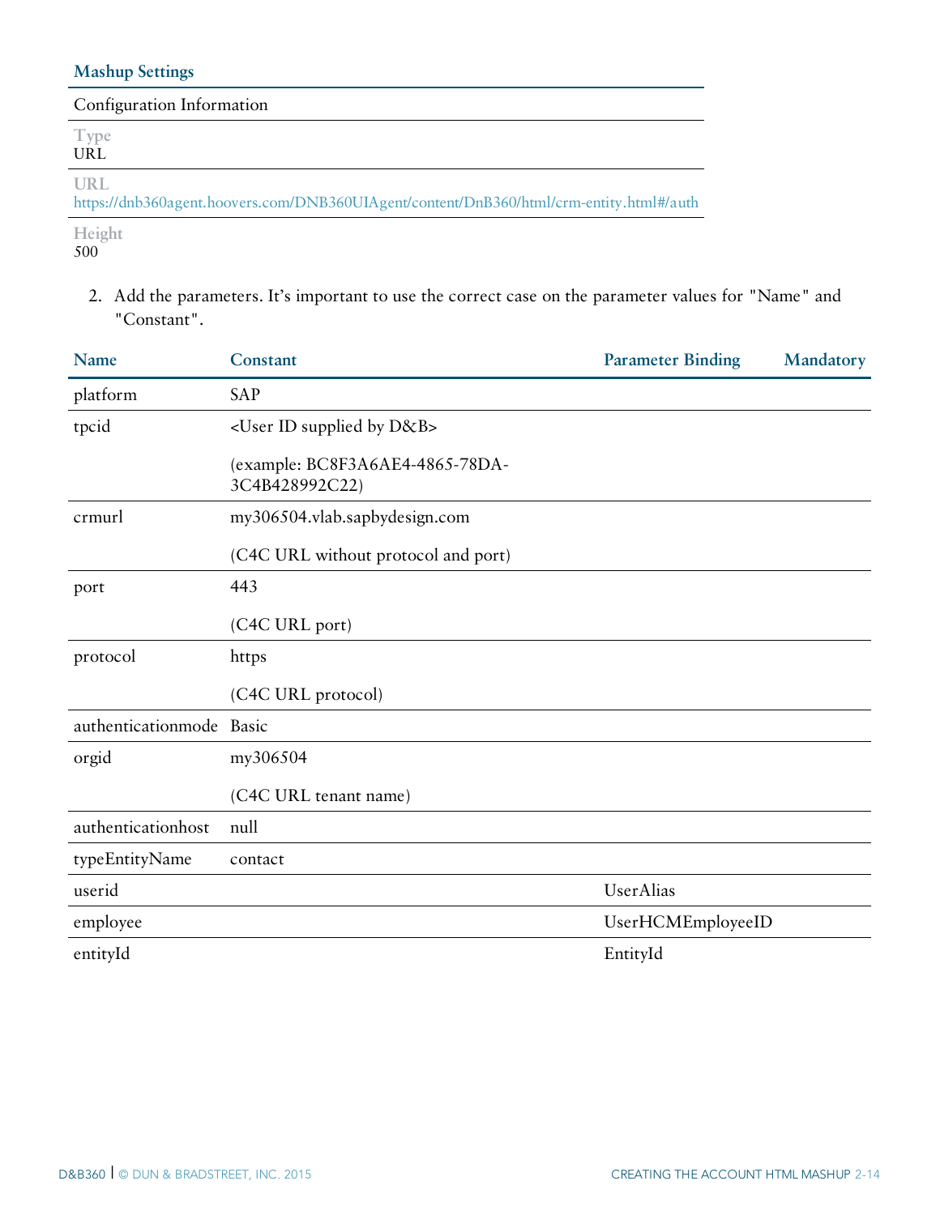### Mashup Settings

| Configuration Information |
|---|
| Type<br>URL |
| URL<br>https://dnb360agent.hoovers.com/DNB360UIAgent/content/DnB360/html/crm-entity.html#/auth |
| Height<br>500 |

2. Add the parameters. It's important to use the correct case on the parameter values for "Name" and "Constant".

| Name | Constant | Parameter Binding | Mandatory |
|---|---|---|---|
| platform | SAP | | |
| tpcid | <User ID supplied by D&B><br><br>(example: BC8F3A6AE4-4865-78DA-3C4B428992C22) | | |
| crmurl | my306504.vlab.sapbydesign.com<br><br>(C4C URL without protocol and port) | | |
| port | 443<br><br>(C4C URL port) | | |
| protocol | https<br><br>(C4C URL protocol) | | |
| authenticationmode | Basic | | |
| orgid | my306504<br><br>(C4C URL tenant name) | | |
| authenticationhost | null | | |
| typeEntityName | contact | | |
| userid | | UserAlias | |
| employee | | UserHCMEmployeeID | |
| entityId | | EntityId | |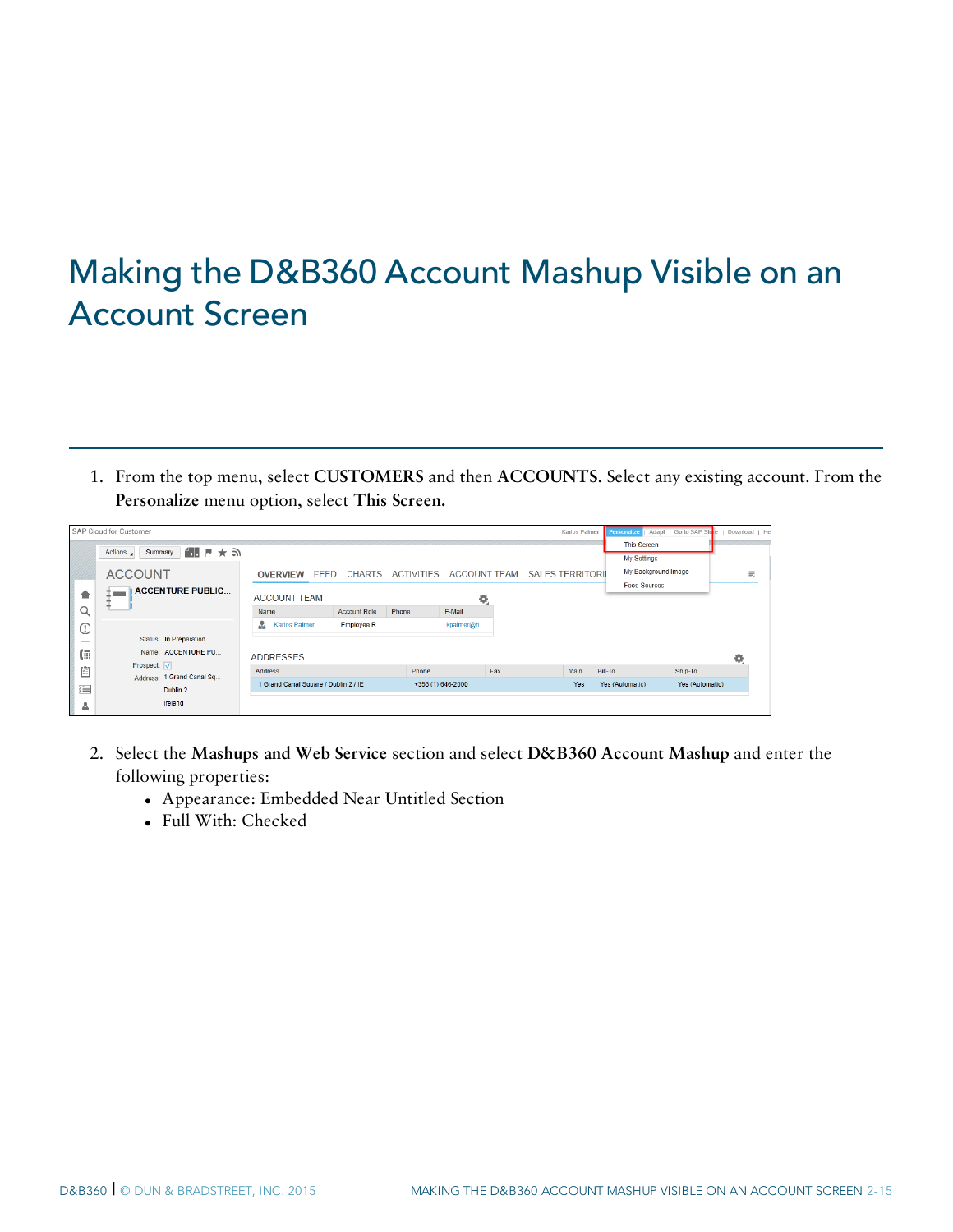# Making the D&B360 Account Mashup Visible on an Account Screen

1. From the top menu, select **CUSTOMERS** and then **ACCOUNTS**. Select any existing account. From the **Personalize** menu option, select **This Screen.**

2. Select the **Mashups and Web Service** section and select **D&B360 Account Mashup** and enter the following properties:
   - Appearance: Embedded Near Untitled Section
   - Full With: Checked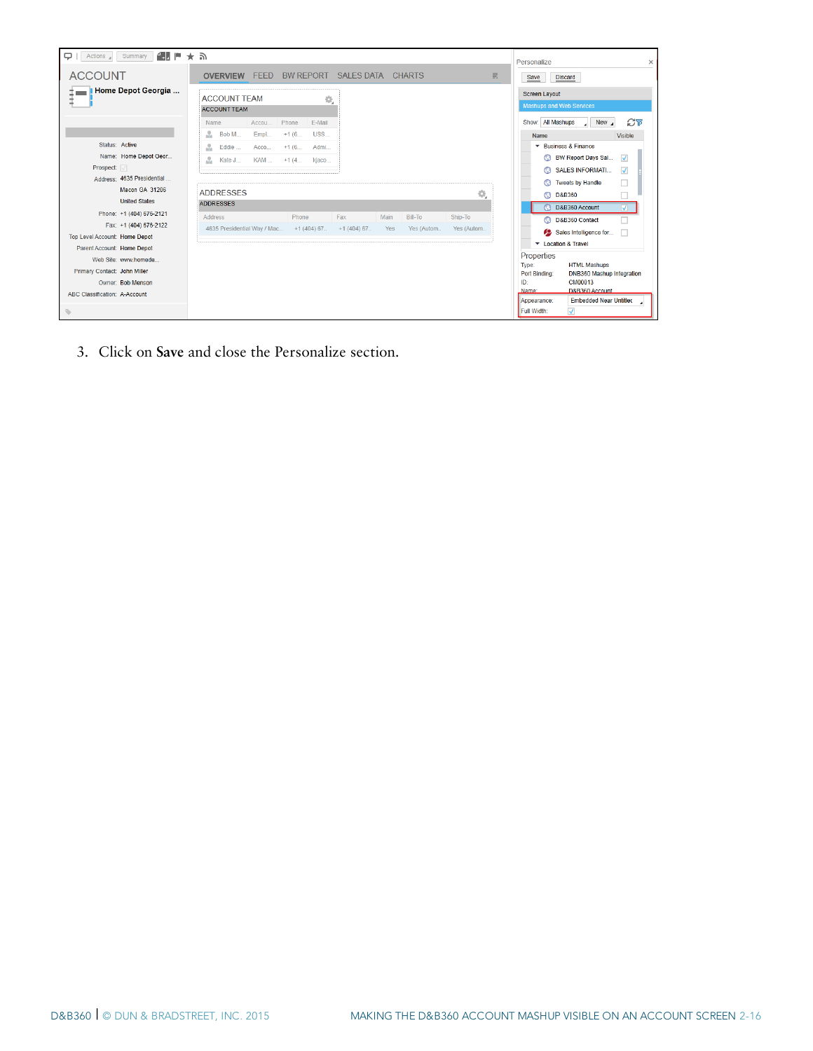3. Click on **Save** and close the Personalize section.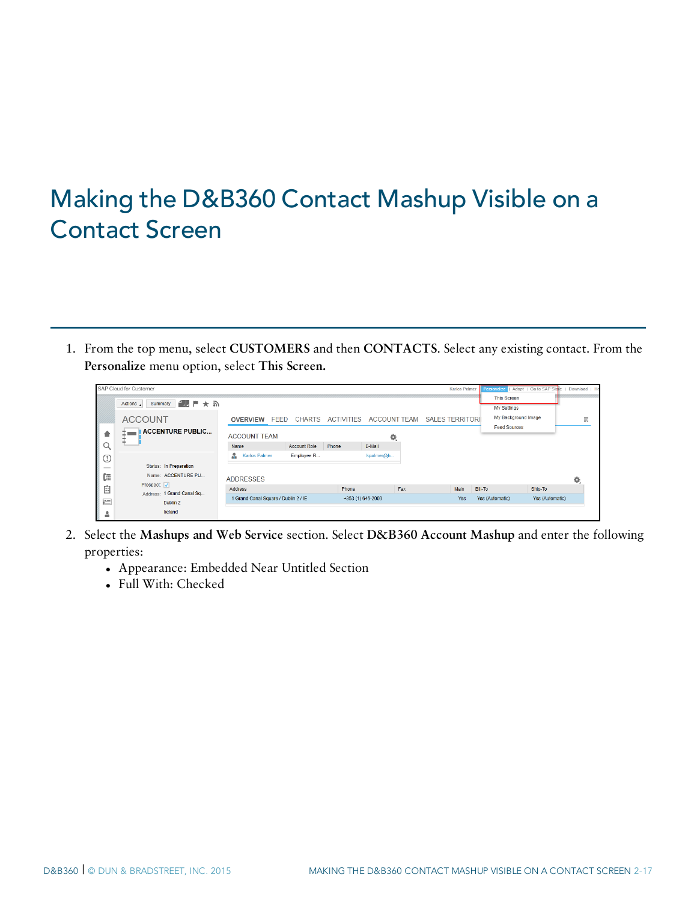# Making the D&B360 Contact Mashup Visible on a Contact Screen

1. From the top menu, select **CUSTOMERS** and then **CONTACTS**. Select any existing contact. From the **Personalize** menu option, select **This Screen.**

2. Select the **Mashups and Web Service** section. Select **D&B360 Account Mashup** and enter the following properties:
   - Appearance: Embedded Near Untitled Section
   - Full With: Checked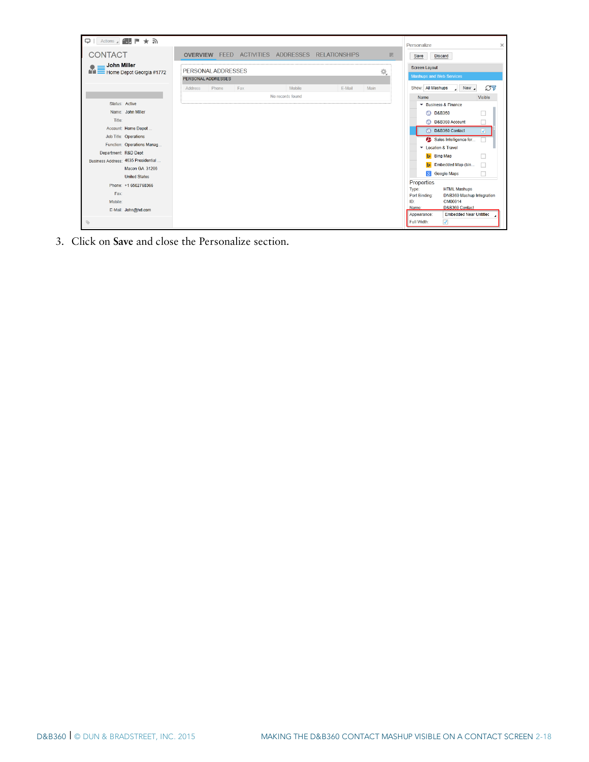3. Click on **Save** and close the Personalize section.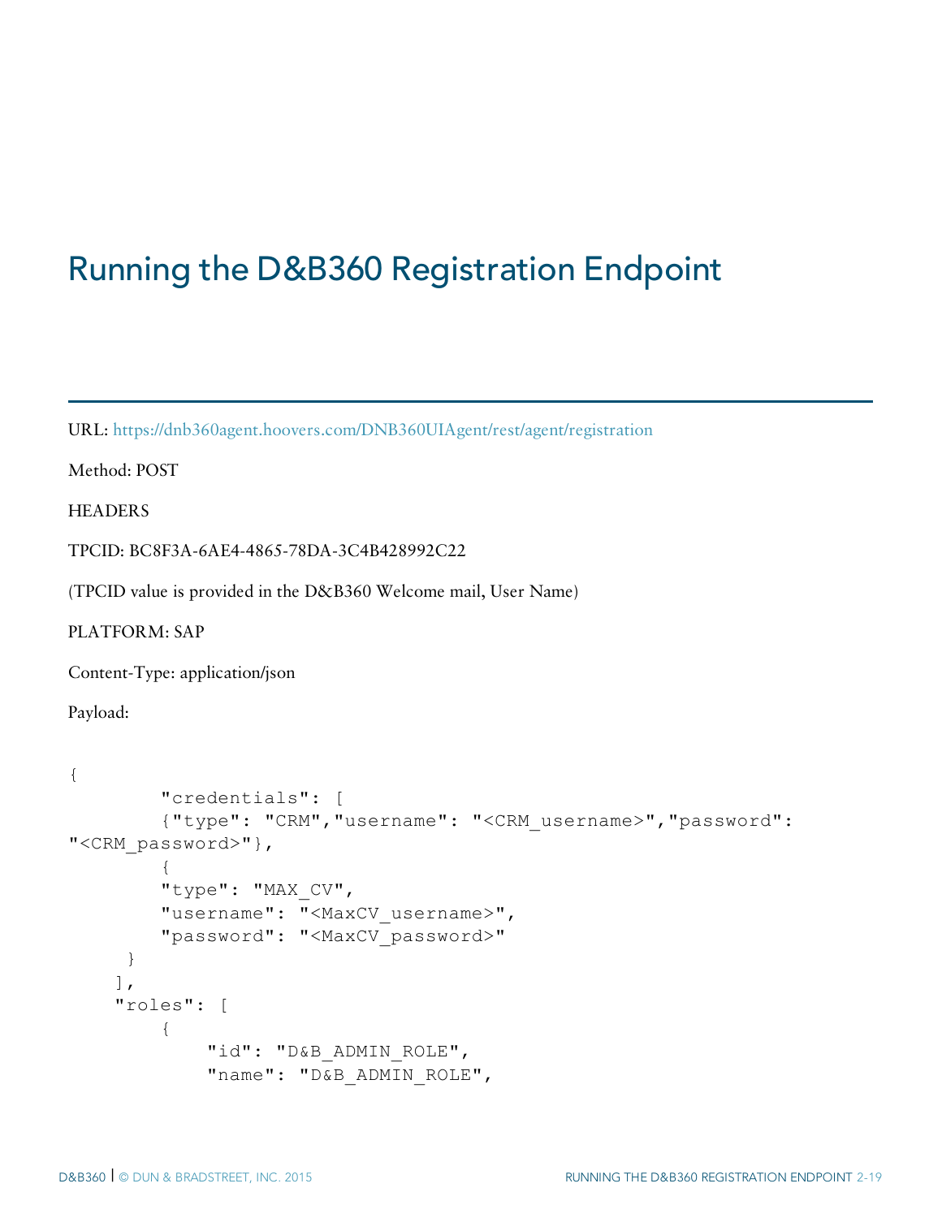# Running the D&B360 Registration Endpoint

URL: https://dnb360agent.hoovers.com/DNB360UIAgent/rest/agent/registration

Method: POST

HEADERS

TPCID: BC8F3A-6AE4-4865-78DA-3C4B428992C22

(TPCID value is provided in the D&B360 Welcome mail, User Name)

PLATFORM: SAP

Content-Type: application/json

Payload:

```
{
        "credentials": [
        {"type": "CRM","username": "<CRM_username>","password":
"<CRM_password>"},
        {
        "type": "MAX_CV",
        "username": "<MaxCV_username>",
        "password": "<MaxCV_password>"
     }
    ],
    "roles": [
        {
            "id": "D&B_ADMIN_ROLE",
            "name": "D&B_ADMIN_ROLE",
```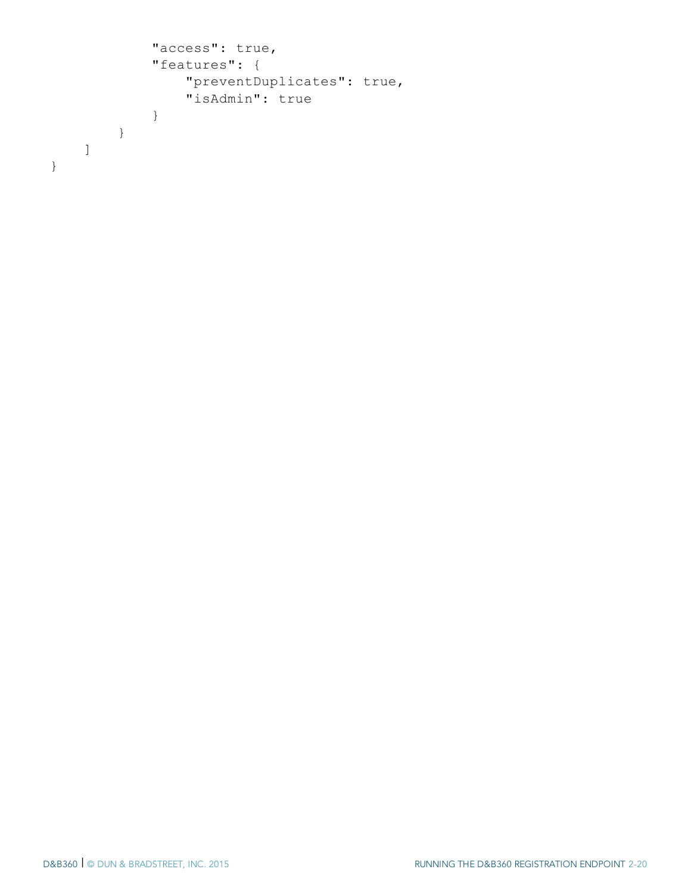```
            "access": true,
            "features": {
                "preventDuplicates": true,
                "isAdmin": true
            }
        }
    ]
}
```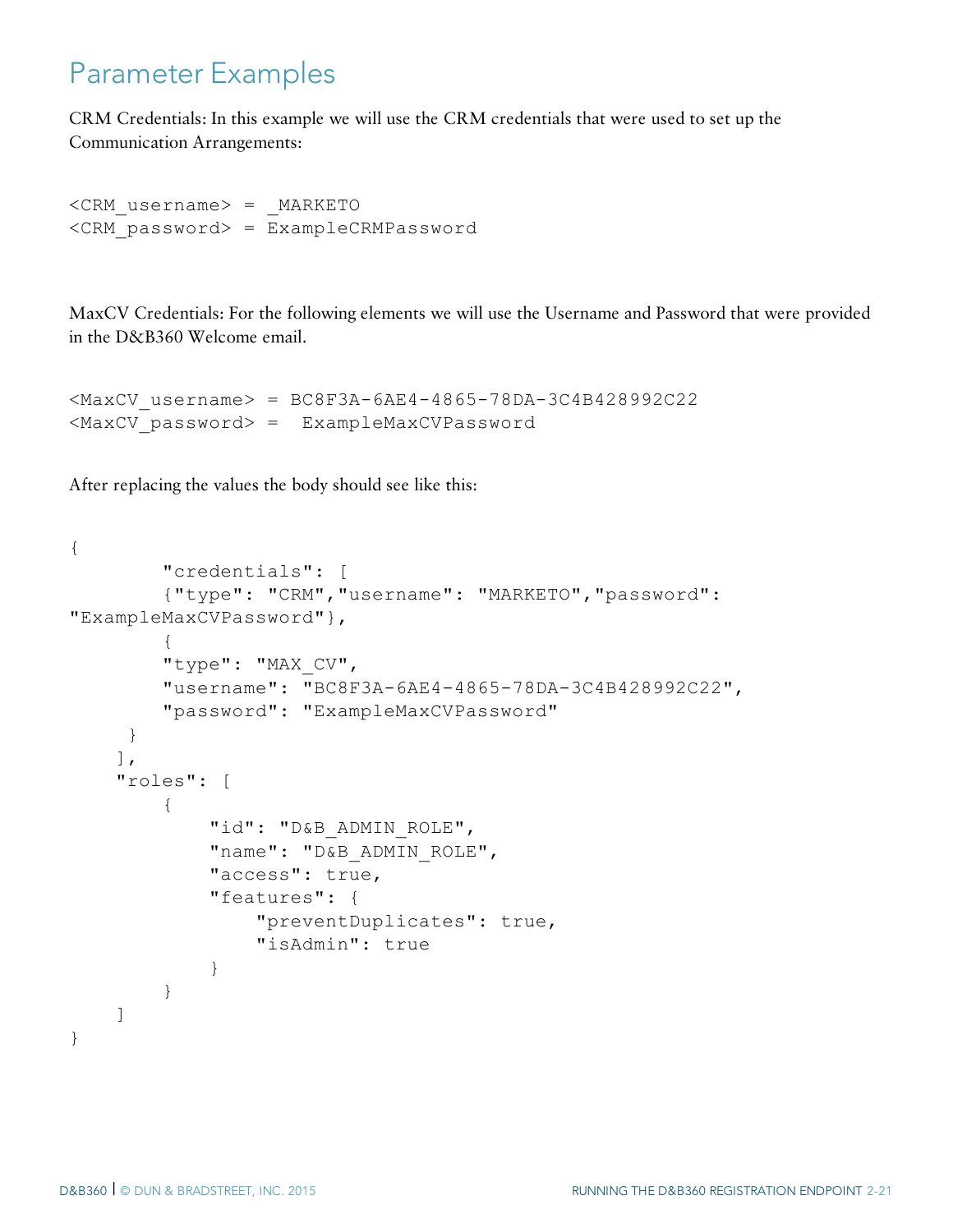# Parameter Examples

CRM Credentials: In this example we will use the CRM credentials that were used to set up the Communication Arrangements:

```
<CRM_username> = _MARKETO
<CRM_password> = ExampleCRMPassword
```

MaxCV Credentials: For the following elements we will use the Username and Password that were provided in the D&B360 Welcome email.

```
<MaxCV_username> = BC8F3A-6AE4-4865-78DA-3C4B428992C22
<MaxCV_password> =  ExampleMaxCVPassword
```

After replacing the values the body should see like this:

```
{
        "credentials": [
        {"type": "CRM","username": "MARKETO","password":
"ExampleMaxCVPassword"},
        {
        "type": "MAX_CV",
        "username": "BC8F3A-6AE4-4865-78DA-3C4B428992C22",
        "password": "ExampleMaxCVPassword"
     }
    ],
    "roles": [
        {
            "id": "D&B_ADMIN_ROLE",
            "name": "D&B_ADMIN_ROLE",
            "access": true,
            "features": {
                "preventDuplicates": true,
                "isAdmin": true
            }
        }
    ]
}
```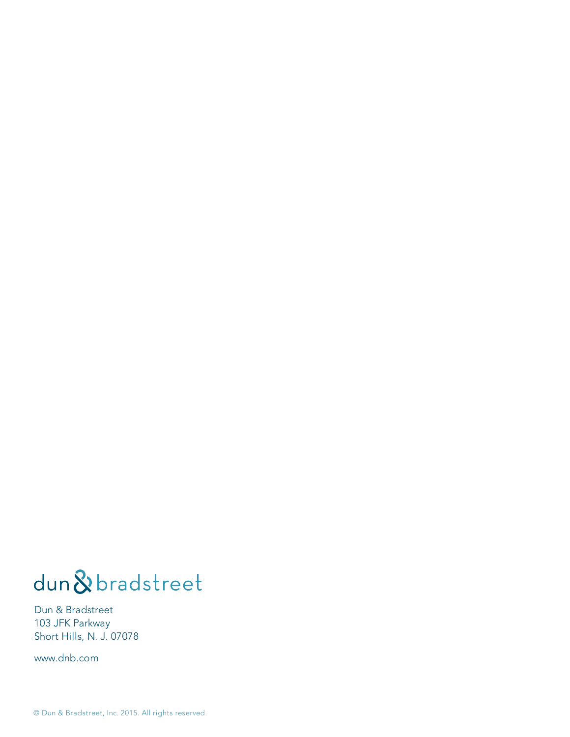dun & bradstreet

Dun & Bradstreet
103 JFK Parkway
Short Hills, N. J. 07078

www.dnb.com

© Dun & Bradstreet, Inc. 2015. All rights reserved.